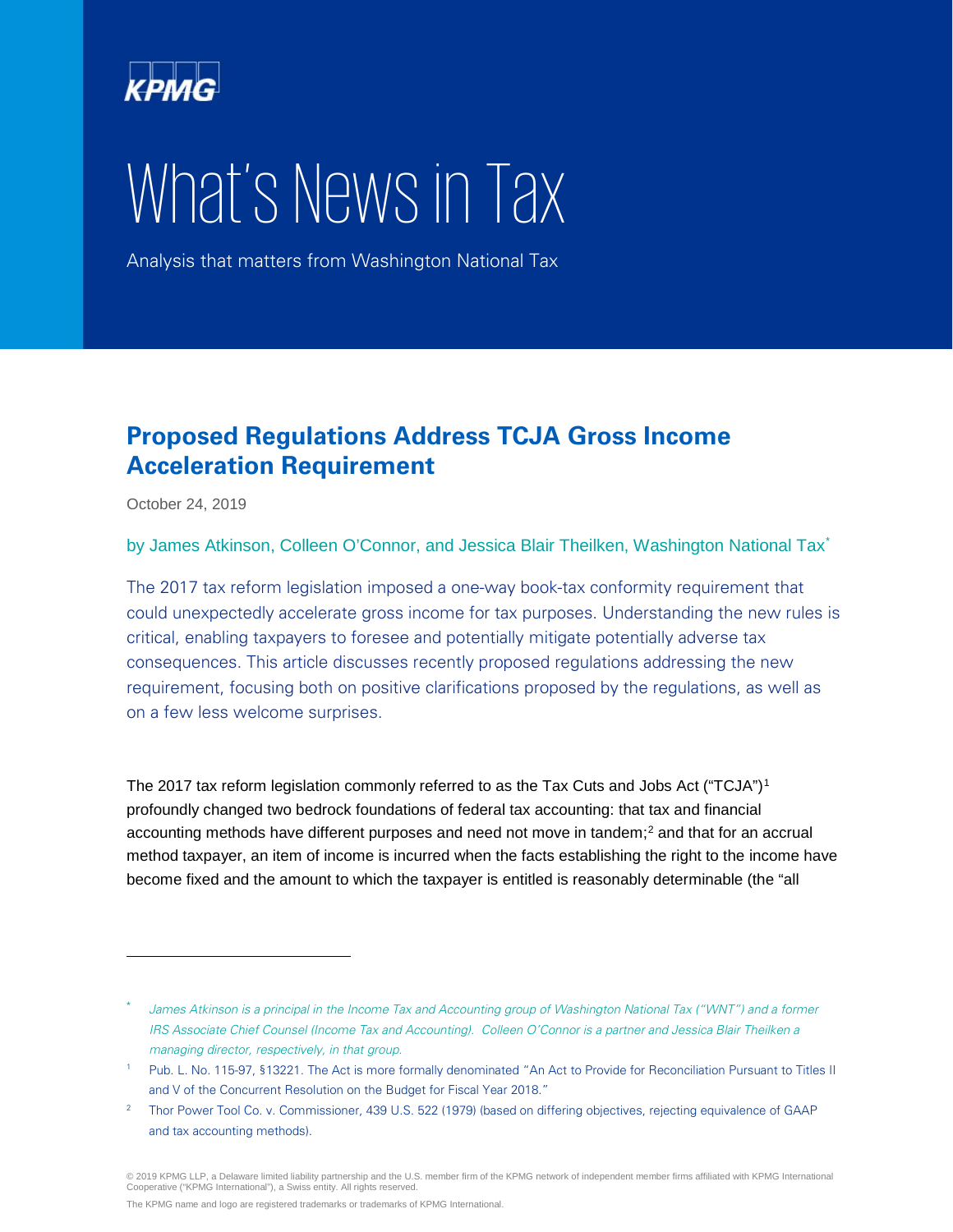KPMG

# What's News in Tax

Analysis that matters from Washington National Tax

## Proposed Regulations Address TCJA Gross Income Acceleration Requirement

October 24, 2019

by James Atkinson, Colleen O'Connor, and Jessica Blair Theilken, Washington National Tax*

The 2017 tax reform legislation imposed a one-way book-tax conformity requirement that could unexpectedly accelerate gross income for tax purposes. Understanding the new rules is critical, enabling taxpayers to foresee and potentially mitigate potentially adverse tax consequences. This article discusses recently proposed regulations addressing the new requirement, focusing both on positive clarifications proposed by the regulations, as well as on a few less welcome surprises.

The 2017 tax reform legislation commonly referred to as the Tax Cuts and Jobs Act ("TCJA")[1] profoundly changed two bedrock foundations of federal tax accounting: that tax and financial accounting methods have different purposes and need not move in tandem;[2] and that for an accrual method taxpayer, an item of income is incurred when the facts establishing the right to the income have become fixed and the amount to which the taxpayer is entitled is reasonably determinable (the "all

---

\* *James Atkinson is a principal in the Income Tax and Accounting group of Washington National Tax ("WNT") and a former IRS Associate Chief Counsel (Income Tax and Accounting). Colleen O'Connor is a partner and Jessica Blair Theilken a managing director, respectively, in that group.*

[1] Pub. L. No. 115-97, §13221. The Act is more formally denominated "An Act to Provide for Reconciliation Pursuant to Titles II and V of the Concurrent Resolution on the Budget for Fiscal Year 2018."

[2] Thor Power Tool Co. v. Commissioner, 439 U.S. 522 (1979) (based on differing objectives, rejecting equivalence of GAAP and tax accounting methods).

© 2019 KPMG LLP, a Delaware limited liability partnership and the U.S. member firm of the KPMG network of independent member firms affiliated with KPMG International Cooperative ("KPMG International"), a Swiss entity. All rights reserved.

The KPMG name and logo are registered trademarks or trademarks of KPMG International.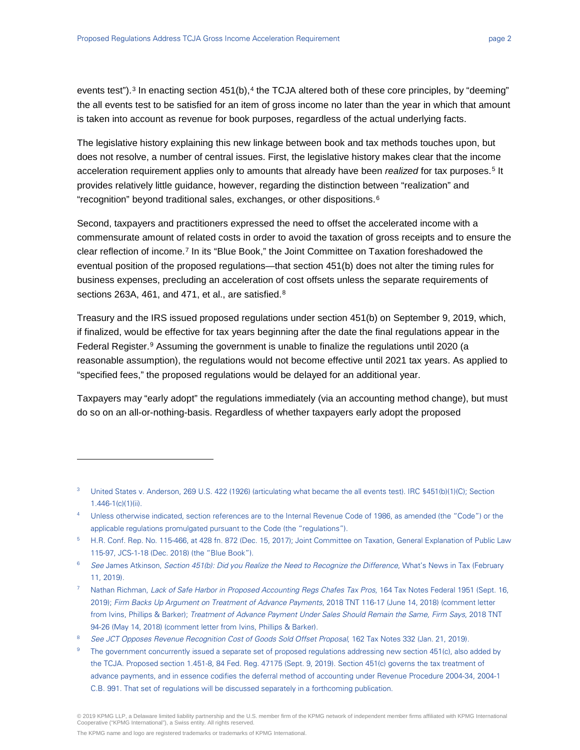events test").[3] In enacting section 451(b),[4] the TCJA altered both of these core principles, by "deeming" the all events test to be satisfied for an item of gross income no later than the year in which that amount is taken into account as revenue for book purposes, regardless of the actual underlying facts.

The legislative history explaining this new linkage between book and tax methods touches upon, but does not resolve, a number of central issues. First, the legislative history makes clear that the income acceleration requirement applies only to amounts that already have been *realized* for tax purposes.[5] It provides relatively little guidance, however, regarding the distinction between "realization" and "recognition" beyond traditional sales, exchanges, or other dispositions.[6]

Second, taxpayers and practitioners expressed the need to offset the accelerated income with a commensurate amount of related costs in order to avoid the taxation of gross receipts and to ensure the clear reflection of income.[7] In its "Blue Book," the Joint Committee on Taxation foreshadowed the eventual position of the proposed regulations—that section 451(b) does not alter the timing rules for business expenses, precluding an acceleration of cost offsets unless the separate requirements of sections 263A, 461, and 471, et al., are satisfied.[8]

Treasury and the IRS issued proposed regulations under section 451(b) on September 9, 2019, which, if finalized, would be effective for tax years beginning after the date the final regulations appear in the Federal Register.[9] Assuming the government is unable to finalize the regulations until 2020 (a reasonable assumption), the regulations would not become effective until 2021 tax years. As applied to "specified fees," the proposed regulations would be delayed for an additional year.

Taxpayers may "early adopt" the regulations immediately (via an accounting method change), but must do so on an all-or-nothing-basis. Regardless of whether taxpayers early adopt the proposed

---

[3] United States v. Anderson, 269 U.S. 422 (1926) (articulating what became the all events test). IRC §451(b)(1)(C); Section 1.446-1(c)(1)(ii).

[4] Unless otherwise indicated, section references are to the Internal Revenue Code of 1986, as amended (the "Code") or the applicable regulations promulgated pursuant to the Code (the "regulations").

[5] H.R. Conf. Rep. No. 115-466, at 428 fn. 872 (Dec. 15, 2017); Joint Committee on Taxation, General Explanation of Public Law 115-97, JCS-1-18 (Dec. 2018) (the "Blue Book").

[6] *See* James Atkinson, *Section 451(b): Did you Realize the Need to Recognize the Difference*, What's News in Tax (February 11, 2019).

[7] Nathan Richman, *Lack of Safe Harbor in Proposed Accounting Regs Chafes Tax Pros*, 164 Tax Notes Federal 1951 (Sept. 16, 2019); *Firm Backs Up Argument on Treatment of Advance Payments*, 2018 TNT 116-17 (June 14, 2018) (comment letter from Ivins, Phillips & Barker); *Treatment of Advance Payment Under Sales Should Remain the Same, Firm Says*, 2018 TNT 94-26 (May 14, 2018) (comment letter from Ivins, Phillips & Barker).

[8] *See JCT Opposes Revenue Recognition Cost of Goods Sold Offset Proposal*, 162 Tax Notes 332 (Jan. 21, 2019).

[9] The government concurrently issued a separate set of proposed regulations addressing new section 451(c), also added by the TCJA. Proposed section 1.451-8, 84 Fed. Reg. 47175 (Sept. 9, 2019). Section 451(c) governs the tax treatment of advance payments, and in essence codifies the deferral method of accounting under Revenue Procedure 2004-34, 2004-1 C.B. 991. That set of regulations will be discussed separately in a forthcoming publication.

© 2019 KPMG LLP, a Delaware limited liability partnership and the U.S. member firm of the KPMG network of independent member firms affiliated with KPMG International Cooperative ("KPMG International"), a Swiss entity. All rights reserved.

The KPMG name and logo are registered trademarks or trademarks of KPMG International.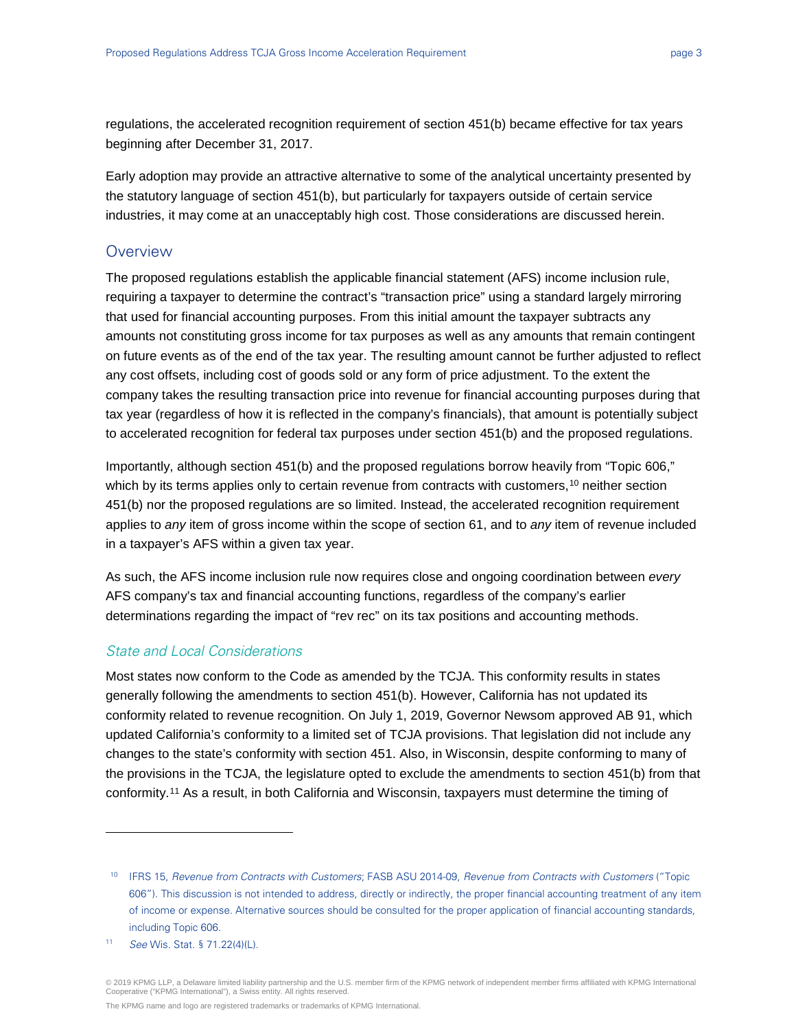regulations, the accelerated recognition requirement of section 451(b) became effective for tax years beginning after December 31, 2017.

Early adoption may provide an attractive alternative to some of the analytical uncertainty presented by the statutory language of section 451(b), but particularly for taxpayers outside of certain service industries, it may come at an unacceptably high cost. Those considerations are discussed herein.

## Overview

The proposed regulations establish the applicable financial statement (AFS) income inclusion rule, requiring a taxpayer to determine the contract's "transaction price" using a standard largely mirroring that used for financial accounting purposes. From this initial amount the taxpayer subtracts any amounts not constituting gross income for tax purposes as well as any amounts that remain contingent on future events as of the end of the tax year. The resulting amount cannot be further adjusted to reflect any cost offsets, including cost of goods sold or any form of price adjustment. To the extent the company takes the resulting transaction price into revenue for financial accounting purposes during that tax year (regardless of how it is reflected in the company's financials), that amount is potentially subject to accelerated recognition for federal tax purposes under section 451(b) and the proposed regulations.

Importantly, although section 451(b) and the proposed regulations borrow heavily from "Topic 606," which by its terms applies only to certain revenue from contracts with customers,[10] neither section 451(b) nor the proposed regulations are so limited. Instead, the accelerated recognition requirement applies to *any* item of gross income within the scope of section 61, and to *any* item of revenue included in a taxpayer's AFS within a given tax year.

As such, the AFS income inclusion rule now requires close and ongoing coordination between *every* AFS company's tax and financial accounting functions, regardless of the company's earlier determinations regarding the impact of "rev rec" on its tax positions and accounting methods.

### *State and Local Considerations*

Most states now conform to the Code as amended by the TCJA. This conformity results in states generally following the amendments to section 451(b). However, California has not updated its conformity related to revenue recognition. On July 1, 2019, Governor Newsom approved AB 91, which updated California's conformity to a limited set of TCJA provisions. That legislation did not include any changes to the state's conformity with section 451. Also, in Wisconsin, despite conforming to many of the provisions in the TCJA, the legislature opted to exclude the amendments to section 451(b) from that conformity.[11] As a result, in both California and Wisconsin, taxpayers must determine the timing of

---

[10] IFRS 15, *Revenue from Contracts with Customers*; FASB ASU 2014-09, *Revenue from Contracts with Customers* ("Topic 606"). This discussion is not intended to address, directly or indirectly, the proper financial accounting treatment of any item of income or expense. Alternative sources should be consulted for the proper application of financial accounting standards, including Topic 606.

[11] *See* Wis. Stat. § 71.22(4)(L).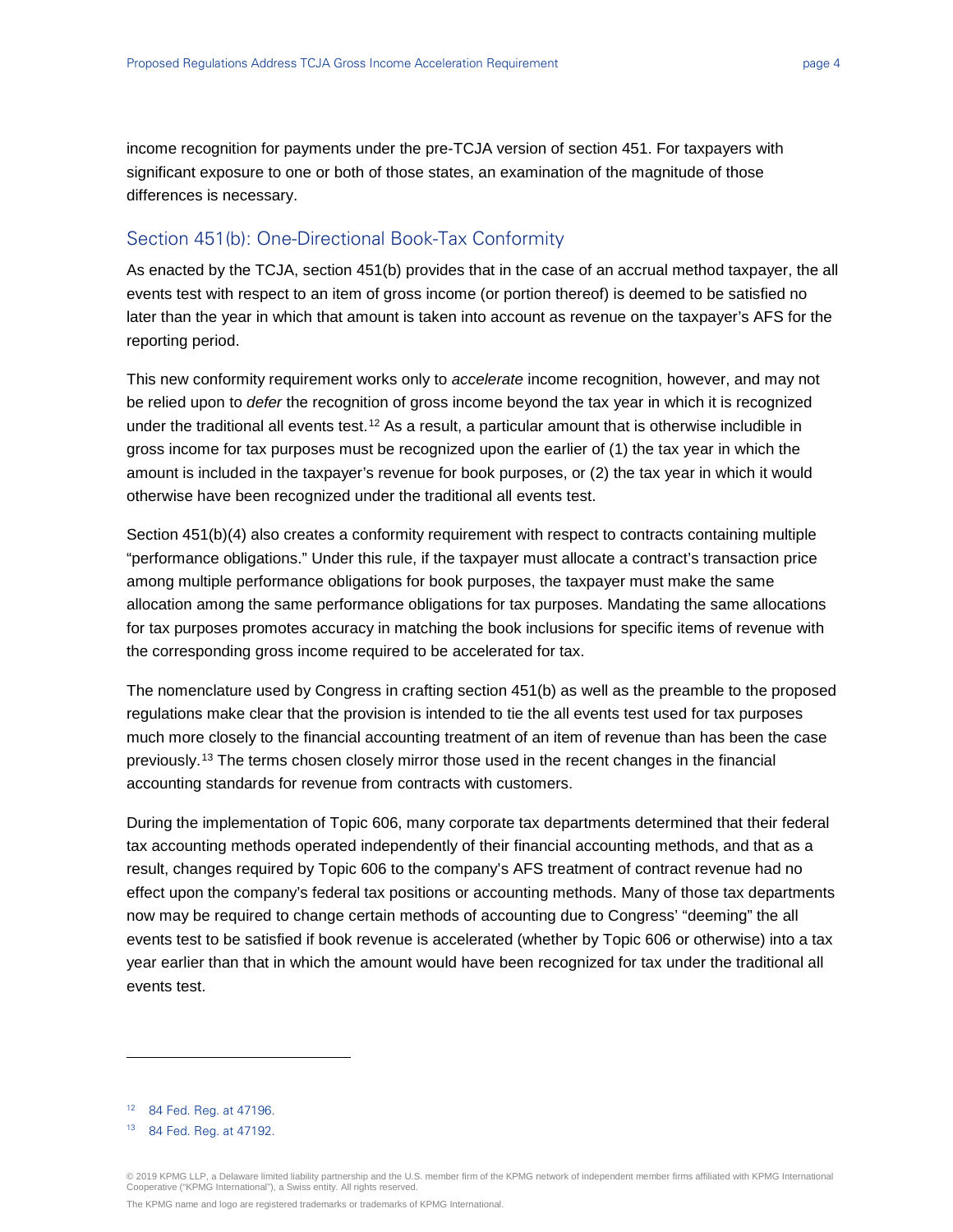income recognition for payments under the pre-TCJA version of section 451. For taxpayers with significant exposure to one or both of those states, an examination of the magnitude of those differences is necessary.

## Section 451(b): One-Directional Book-Tax Conformity

As enacted by the TCJA, section 451(b) provides that in the case of an accrual method taxpayer, the all events test with respect to an item of gross income (or portion thereof) is deemed to be satisfied no later than the year in which that amount is taken into account as revenue on the taxpayer's AFS for the reporting period.

This new conformity requirement works only to *accelerate* income recognition, however, and may not be relied upon to *defer* the recognition of gross income beyond the tax year in which it is recognized under the traditional all events test.[12] As a result, a particular amount that is otherwise includible in gross income for tax purposes must be recognized upon the earlier of (1) the tax year in which the amount is included in the taxpayer's revenue for book purposes, or (2) the tax year in which it would otherwise have been recognized under the traditional all events test.

Section 451(b)(4) also creates a conformity requirement with respect to contracts containing multiple "performance obligations." Under this rule, if the taxpayer must allocate a contract's transaction price among multiple performance obligations for book purposes, the taxpayer must make the same allocation among the same performance obligations for tax purposes. Mandating the same allocations for tax purposes promotes accuracy in matching the book inclusions for specific items of revenue with the corresponding gross income required to be accelerated for tax.

The nomenclature used by Congress in crafting section 451(b) as well as the preamble to the proposed regulations make clear that the provision is intended to tie the all events test used for tax purposes much more closely to the financial accounting treatment of an item of revenue than has been the case previously.[13] The terms chosen closely mirror those used in the recent changes in the financial accounting standards for revenue from contracts with customers.

During the implementation of Topic 606, many corporate tax departments determined that their federal tax accounting methods operated independently of their financial accounting methods, and that as a result, changes required by Topic 606 to the company's AFS treatment of contract revenue had no effect upon the company's federal tax positions or accounting methods. Many of those tax departments now may be required to change certain methods of accounting due to Congress' "deeming" the all events test to be satisfied if book revenue is accelerated (whether by Topic 606 or otherwise) into a tax year earlier than that in which the amount would have been recognized for tax under the traditional all events test.

---

[12] 84 Fed. Reg. at 47196.

[13] 84 Fed. Reg. at 47192.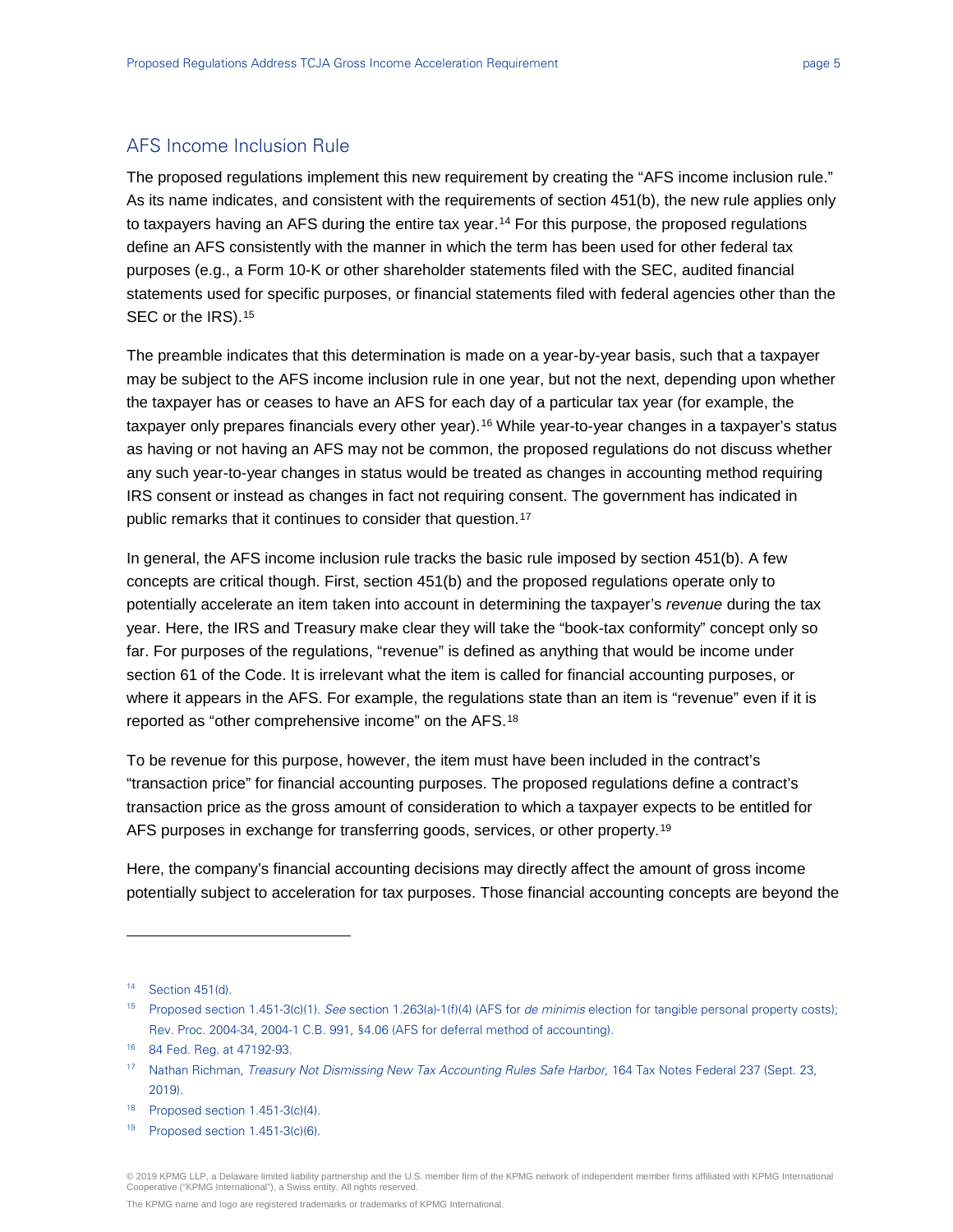## AFS Income Inclusion Rule

The proposed regulations implement this new requirement by creating the "AFS income inclusion rule." As its name indicates, and consistent with the requirements of section 451(b), the new rule applies only to taxpayers having an AFS during the entire tax year.[14] For this purpose, the proposed regulations define an AFS consistently with the manner in which the term has been used for other federal tax purposes (e.g., a Form 10-K or other shareholder statements filed with the SEC, audited financial statements used for specific purposes, or financial statements filed with federal agencies other than the SEC or the IRS).[15]

The preamble indicates that this determination is made on a year-by-year basis, such that a taxpayer may be subject to the AFS income inclusion rule in one year, but not the next, depending upon whether the taxpayer has or ceases to have an AFS for each day of a particular tax year (for example, the taxpayer only prepares financials every other year).[16] While year-to-year changes in a taxpayer's status as having or not having an AFS may not be common, the proposed regulations do not discuss whether any such year-to-year changes in status would be treated as changes in accounting method requiring IRS consent or instead as changes in fact not requiring consent. The government has indicated in public remarks that it continues to consider that question.[17]

In general, the AFS income inclusion rule tracks the basic rule imposed by section 451(b). A few concepts are critical though. First, section 451(b) and the proposed regulations operate only to potentially accelerate an item taken into account in determining the taxpayer's *revenue* during the tax year. Here, the IRS and Treasury make clear they will take the "book-tax conformity" concept only so far. For purposes of the regulations, "revenue" is defined as anything that would be income under section 61 of the Code. It is irrelevant what the item is called for financial accounting purposes, or where it appears in the AFS. For example, the regulations state than an item is "revenue" even if it is reported as "other comprehensive income" on the AFS.[18]

To be revenue for this purpose, however, the item must have been included in the contract's "transaction price" for financial accounting purposes. The proposed regulations define a contract's transaction price as the gross amount of consideration to which a taxpayer expects to be entitled for AFS purposes in exchange for transferring goods, services, or other property.[19]

Here, the company's financial accounting decisions may directly affect the amount of gross income potentially subject to acceleration for tax purposes. Those financial accounting concepts are beyond the

---

[14] Section 451(d).

[15] Proposed section 1.451-3(c)(1). *See* section 1.263(a)-1(f)(4) (AFS for *de minimis* election for tangible personal property costs); Rev. Proc. 2004-34, 2004-1 C.B. 991, §4.06 (AFS for deferral method of accounting).

[16] 84 Fed. Reg. at 47192-93.

[17] Nathan Richman, *Treasury Not Dismissing New Tax Accounting Rules Safe Harbor*, 164 Tax Notes Federal 237 (Sept. 23, 2019).

[18] Proposed section 1.451-3(c)(4).

[19] Proposed section 1.451-3(c)(6).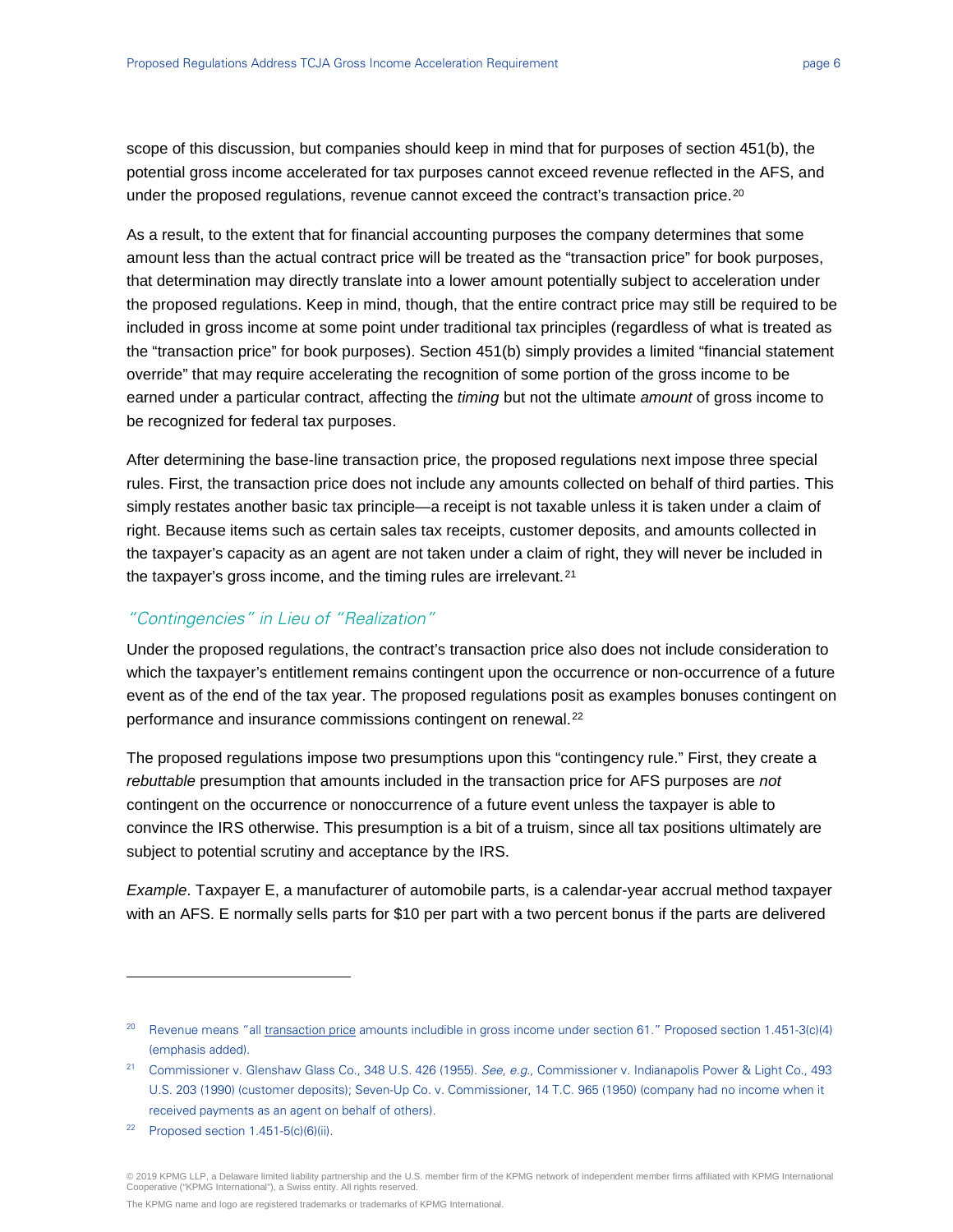scope of this discussion, but companies should keep in mind that for purposes of section 451(b), the potential gross income accelerated for tax purposes cannot exceed revenue reflected in the AFS, and under the proposed regulations, revenue cannot exceed the contract's transaction price.[20]

As a result, to the extent that for financial accounting purposes the company determines that some amount less than the actual contract price will be treated as the "transaction price" for book purposes, that determination may directly translate into a lower amount potentially subject to acceleration under the proposed regulations. Keep in mind, though, that the entire contract price may still be required to be included in gross income at some point under traditional tax principles (regardless of what is treated as the "transaction price" for book purposes). Section 451(b) simply provides a limited "financial statement override" that may require accelerating the recognition of some portion of the gross income to be earned under a particular contract, affecting the *timing* but not the ultimate *amount* of gross income to be recognized for federal tax purposes.

After determining the base-line transaction price, the proposed regulations next impose three special rules. First, the transaction price does not include any amounts collected on behalf of third parties. This simply restates another basic tax principle—a receipt is not taxable unless it is taken under a claim of right. Because items such as certain sales tax receipts, customer deposits, and amounts collected in the taxpayer's capacity as an agent are not taken under a claim of right, they will never be included in the taxpayer's gross income, and the timing rules are irrelevant.[21]

### *"Contingencies" in Lieu of "Realization"*

Under the proposed regulations, the contract's transaction price also does not include consideration to which the taxpayer's entitlement remains contingent upon the occurrence or non-occurrence of a future event as of the end of the tax year. The proposed regulations posit as examples bonuses contingent on performance and insurance commissions contingent on renewal.[22]

The proposed regulations impose two presumptions upon this "contingency rule." First, they create a *rebuttable* presumption that amounts included in the transaction price for AFS purposes are *not* contingent on the occurrence or nonoccurrence of a future event unless the taxpayer is able to convince the IRS otherwise. This presumption is a bit of a truism, since all tax positions ultimately are subject to potential scrutiny and acceptance by the IRS.

*Example*. Taxpayer E, a manufacturer of automobile parts, is a calendar-year accrual method taxpayer with an AFS. E normally sells parts for $10 per part with a two percent bonus if the parts are delivered

---

[20] Revenue means "all transaction price amounts includible in gross income under section 61." Proposed section 1.451-3(c)(4) (emphasis added).

[21] Commissioner v. Glenshaw Glass Co., 348 U.S. 426 (1955). *See, e.g.,* Commissioner v. Indianapolis Power & Light Co., 493 U.S. 203 (1990) (customer deposits); Seven-Up Co. v. Commissioner, 14 T.C. 965 (1950) (company had no income when it received payments as an agent on behalf of others).

[22] Proposed section 1.451-5(c)(6)(ii).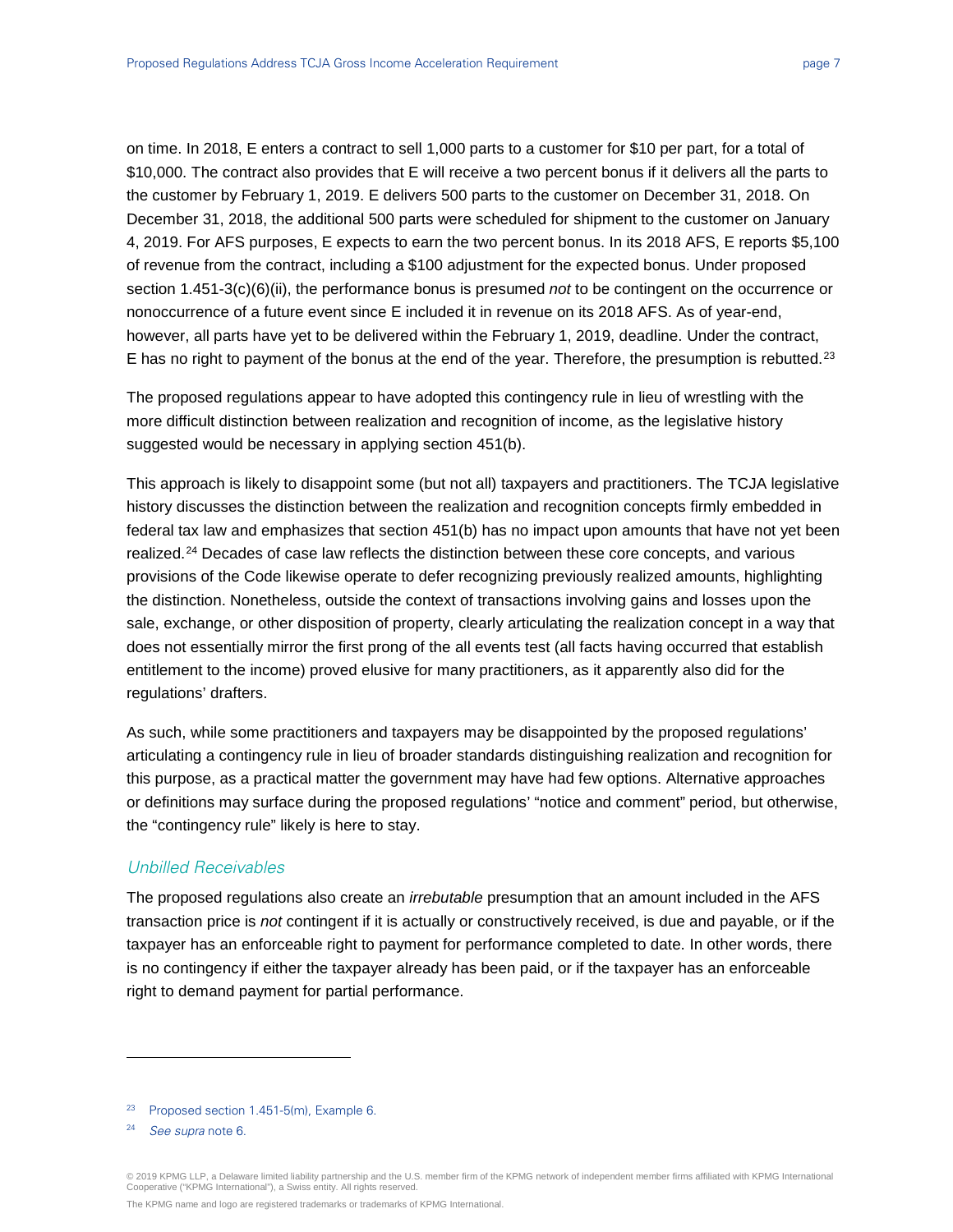on time. In 2018, E enters a contract to sell 1,000 parts to a customer for $10 per part, for a total of $10,000. The contract also provides that E will receive a two percent bonus if it delivers all the parts to the customer by February 1, 2019. E delivers 500 parts to the customer on December 31, 2018. On December 31, 2018, the additional 500 parts were scheduled for shipment to the customer on January 4, 2019. For AFS purposes, E expects to earn the two percent bonus. In its 2018 AFS, E reports $5,100 of revenue from the contract, including a $100 adjustment for the expected bonus. Under proposed section 1.451-3(c)(6)(ii), the performance bonus is presumed *not* to be contingent on the occurrence or nonoccurrence of a future event since E included it in revenue on its 2018 AFS. As of year-end, however, all parts have yet to be delivered within the February 1, 2019, deadline. Under the contract, E has no right to payment of the bonus at the end of the year. Therefore, the presumption is rebutted.[23]

The proposed regulations appear to have adopted this contingency rule in lieu of wrestling with the more difficult distinction between realization and recognition of income, as the legislative history suggested would be necessary in applying section 451(b).

This approach is likely to disappoint some (but not all) taxpayers and practitioners. The TCJA legislative history discusses the distinction between the realization and recognition concepts firmly embedded in federal tax law and emphasizes that section 451(b) has no impact upon amounts that have not yet been realized.[24] Decades of case law reflects the distinction between these core concepts, and various provisions of the Code likewise operate to defer recognizing previously realized amounts, highlighting the distinction. Nonetheless, outside the context of transactions involving gains and losses upon the sale, exchange, or other disposition of property, clearly articulating the realization concept in a way that does not essentially mirror the first prong of the all events test (all facts having occurred that establish entitlement to the income) proved elusive for many practitioners, as it apparently also did for the regulations' drafters.

As such, while some practitioners and taxpayers may be disappointed by the proposed regulations' articulating a contingency rule in lieu of broader standards distinguishing realization and recognition for this purpose, as a practical matter the government may have had few options. Alternative approaches or definitions may surface during the proposed regulations' "notice and comment" period, but otherwise, the "contingency rule" likely is here to stay.

### *Unbilled Receivables*

The proposed regulations also create an *irrebutable* presumption that an amount included in the AFS transaction price is *not* contingent if it is actually or constructively received, is due and payable, or if the taxpayer has an enforceable right to payment for performance completed to date. In other words, there is no contingency if either the taxpayer already has been paid, or if the taxpayer has an enforceable right to demand payment for partial performance.

---

[23] Proposed section 1.451-5(m), Example 6.

[24] *See supra* note 6.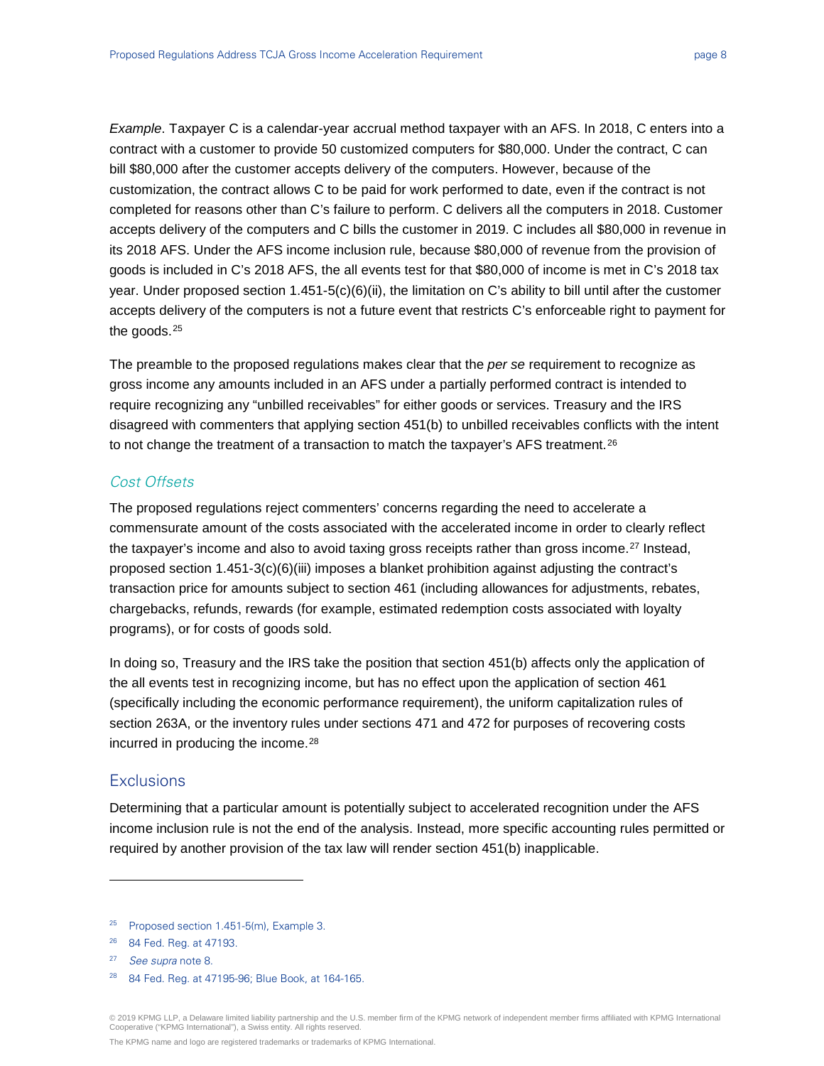*Example*. Taxpayer C is a calendar-year accrual method taxpayer with an AFS. In 2018, C enters into a contract with a customer to provide 50 customized computers for $80,000. Under the contract, C can bill $80,000 after the customer accepts delivery of the computers. However, because of the customization, the contract allows C to be paid for work performed to date, even if the contract is not completed for reasons other than C's failure to perform. C delivers all the computers in 2018. Customer accepts delivery of the computers and C bills the customer in 2019. C includes all $80,000 in revenue in its 2018 AFS. Under the AFS income inclusion rule, because $80,000 of revenue from the provision of goods is included in C's 2018 AFS, the all events test for that $80,000 of income is met in C's 2018 tax year. Under proposed section 1.451-5(c)(6)(ii), the limitation on C's ability to bill until after the customer accepts delivery of the computers is not a future event that restricts C's enforceable right to payment for the goods.[25]

The preamble to the proposed regulations makes clear that the *per se* requirement to recognize as gross income any amounts included in an AFS under a partially performed contract is intended to require recognizing any "unbilled receivables" for either goods or services. Treasury and the IRS disagreed with commenters that applying section 451(b) to unbilled receivables conflicts with the intent to not change the treatment of a transaction to match the taxpayer's AFS treatment.[26]

### *Cost Offsets*

The proposed regulations reject commenters' concerns regarding the need to accelerate a commensurate amount of the costs associated with the accelerated income in order to clearly reflect the taxpayer's income and also to avoid taxing gross receipts rather than gross income.[27] Instead, proposed section 1.451-3(c)(6)(iii) imposes a blanket prohibition against adjusting the contract's transaction price for amounts subject to section 461 (including allowances for adjustments, rebates, chargebacks, refunds, rewards (for example, estimated redemption costs associated with loyalty programs), or for costs of goods sold.

In doing so, Treasury and the IRS take the position that section 451(b) affects only the application of the all events test in recognizing income, but has no effect upon the application of section 461 (specifically including the economic performance requirement), the uniform capitalization rules of section 263A, or the inventory rules under sections 471 and 472 for purposes of recovering costs incurred in producing the income.[28]

## Exclusions

Determining that a particular amount is potentially subject to accelerated recognition under the AFS income inclusion rule is not the end of the analysis. Instead, more specific accounting rules permitted or required by another provision of the tax law will render section 451(b) inapplicable.

---

[25] Proposed section 1.451-5(m), Example 3.

[26] 84 Fed. Reg. at 47193.

[27] *See supra* note 8.

[28] 84 Fed. Reg. at 47195-96; Blue Book, at 164-165.

© 2019 KPMG LLP, a Delaware limited liability partnership and the U.S. member firm of the KPMG network of independent member firms affiliated with KPMG International Cooperative ("KPMG International"), a Swiss entity. All rights reserved.

The KPMG name and logo are registered trademarks or trademarks of KPMG International.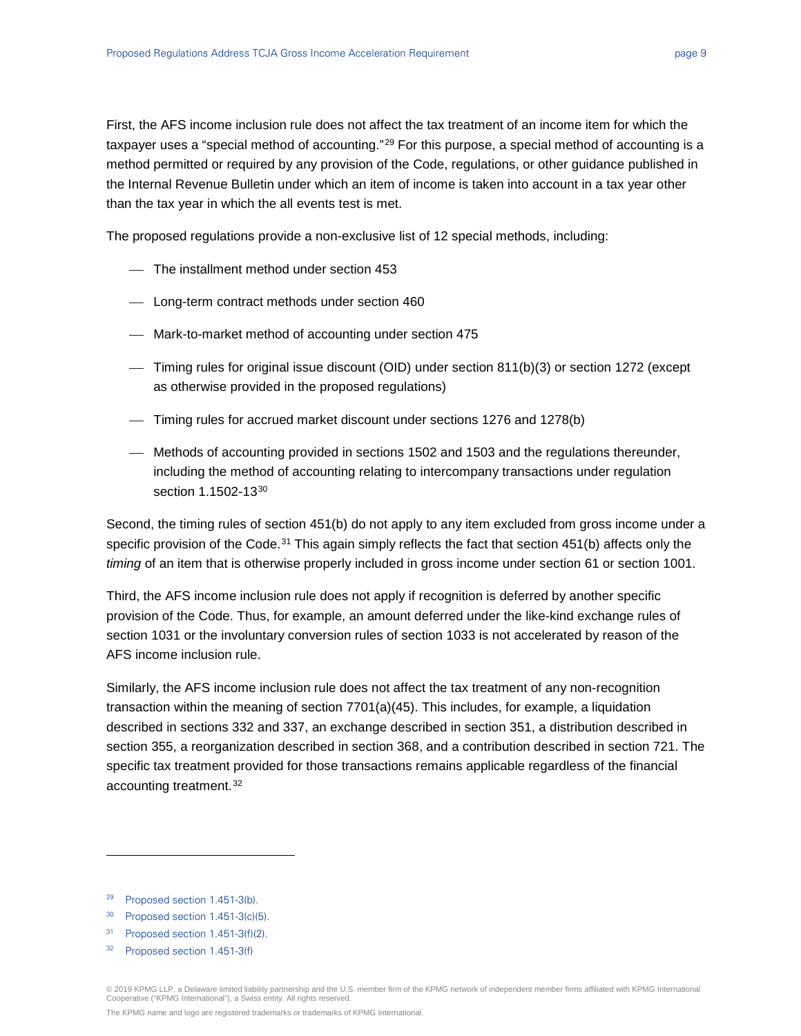First, the AFS income inclusion rule does not affect the tax treatment of an income item for which the taxpayer uses a "special method of accounting."[29] For this purpose, a special method of accounting is a method permitted or required by any provision of the Code, regulations, or other guidance published in the Internal Revenue Bulletin under which an item of income is taken into account in a tax year other than the tax year in which the all events test is met.

The proposed regulations provide a non-exclusive list of 12 special methods, including:

- The installment method under section 453
- Long-term contract methods under section 460
- Mark-to-market method of accounting under section 475
- Timing rules for original issue discount (OID) under section 811(b)(3) or section 1272 (except as otherwise provided in the proposed regulations)
- Timing rules for accrued market discount under sections 1276 and 1278(b)
- Methods of accounting provided in sections 1502 and 1503 and the regulations thereunder, including the method of accounting relating to intercompany transactions under regulation section 1.1502-13[30]

Second, the timing rules of section 451(b) do not apply to any item excluded from gross income under a specific provision of the Code.[31] This again simply reflects the fact that section 451(b) affects only the *timing* of an item that is otherwise properly included in gross income under section 61 or section 1001.

Third, the AFS income inclusion rule does not apply if recognition is deferred by another specific provision of the Code. Thus, for example, an amount deferred under the like-kind exchange rules of section 1031 or the involuntary conversion rules of section 1033 is not accelerated by reason of the AFS income inclusion rule.

Similarly, the AFS income inclusion rule does not affect the tax treatment of any non-recognition transaction within the meaning of section 7701(a)(45). This includes, for example, a liquidation described in sections 332 and 337, an exchange described in section 351, a distribution described in section 355, a reorganization described in section 368, and a contribution described in section 721. The specific tax treatment provided for those transactions remains applicable regardless of the financial accounting treatment.[32]

---

[29] Proposed section 1.451-3(b).

[30] Proposed section 1.451-3(c)(5).

[31] Proposed section 1.451-3(f)(2).

[32] Proposed section 1.451-3(f)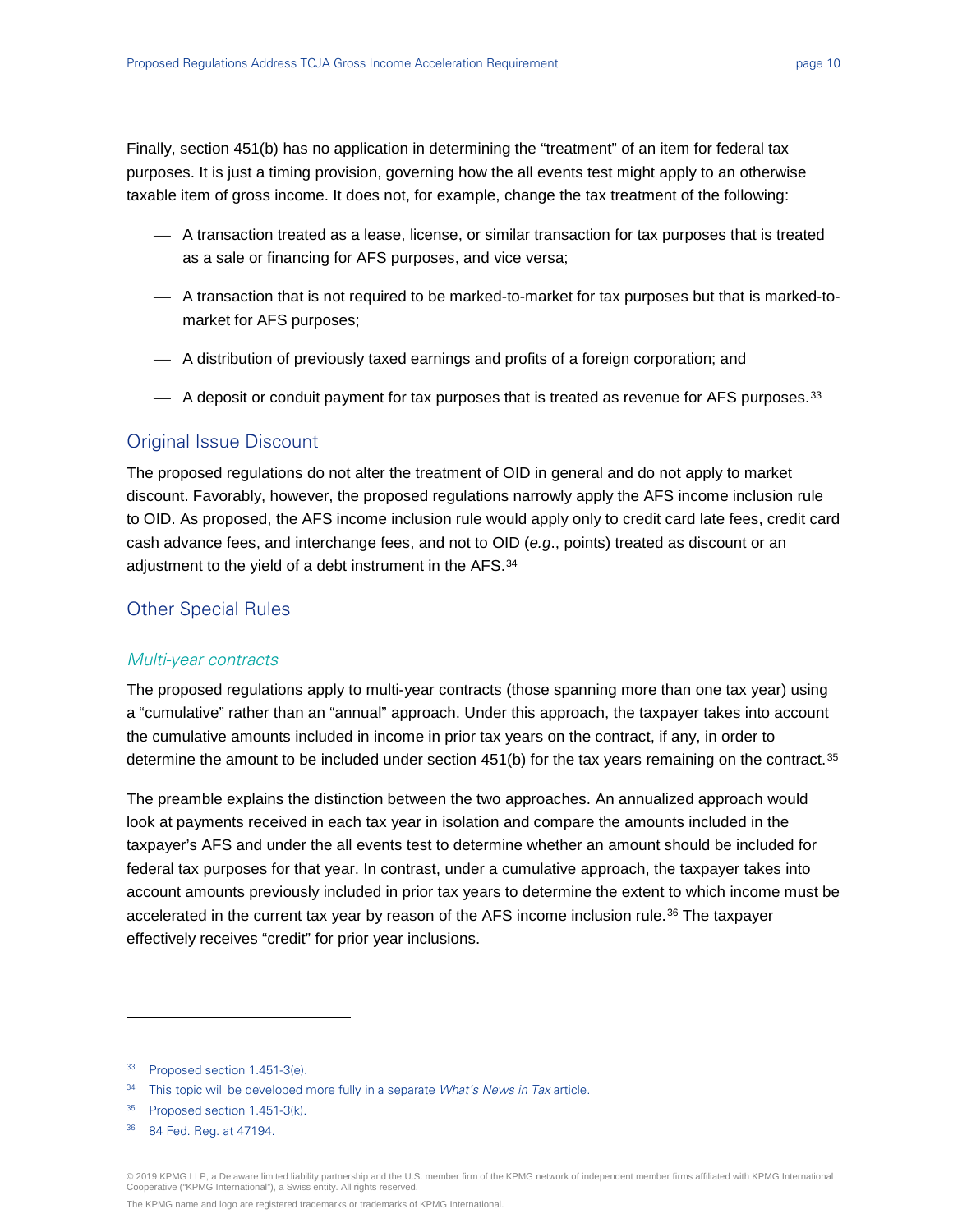Finally, section 451(b) has no application in determining the "treatment" of an item for federal tax purposes. It is just a timing provision, governing how the all events test might apply to an otherwise taxable item of gross income. It does not, for example, change the tax treatment of the following:

- A transaction treated as a lease, license, or similar transaction for tax purposes that is treated as a sale or financing for AFS purposes, and vice versa;
- A transaction that is not required to be marked-to-market for tax purposes but that is marked-to-market for AFS purposes;
- A distribution of previously taxed earnings and profits of a foreign corporation; and
- A deposit or conduit payment for tax purposes that is treated as revenue for AFS purposes.[33]

## Original Issue Discount

The proposed regulations do not alter the treatment of OID in general and do not apply to market discount. Favorably, however, the proposed regulations narrowly apply the AFS income inclusion rule to OID. As proposed, the AFS income inclusion rule would apply only to credit card late fees, credit card cash advance fees, and interchange fees, and not to OID (*e.g.*, points) treated as discount or an adjustment to the yield of a debt instrument in the AFS.[34]

## Other Special Rules

### *Multi-year contracts*

The proposed regulations apply to multi-year contracts (those spanning more than one tax year) using a "cumulative" rather than an "annual" approach. Under this approach, the taxpayer takes into account the cumulative amounts included in income in prior tax years on the contract, if any, in order to determine the amount to be included under section 451(b) for the tax years remaining on the contract.[35]

The preamble explains the distinction between the two approaches. An annualized approach would look at payments received in each tax year in isolation and compare the amounts included in the taxpayer's AFS and under the all events test to determine whether an amount should be included for federal tax purposes for that year. In contrast, under a cumulative approach, the taxpayer takes into account amounts previously included in prior tax years to determine the extent to which income must be accelerated in the current tax year by reason of the AFS income inclusion rule.[36] The taxpayer effectively receives "credit" for prior year inclusions.

---

[33] Proposed section 1.451-3(e).

[34] This topic will be developed more fully in a separate *What's News in Tax* article.

[35] Proposed section 1.451-3(k).

[36] 84 Fed. Reg. at 47194.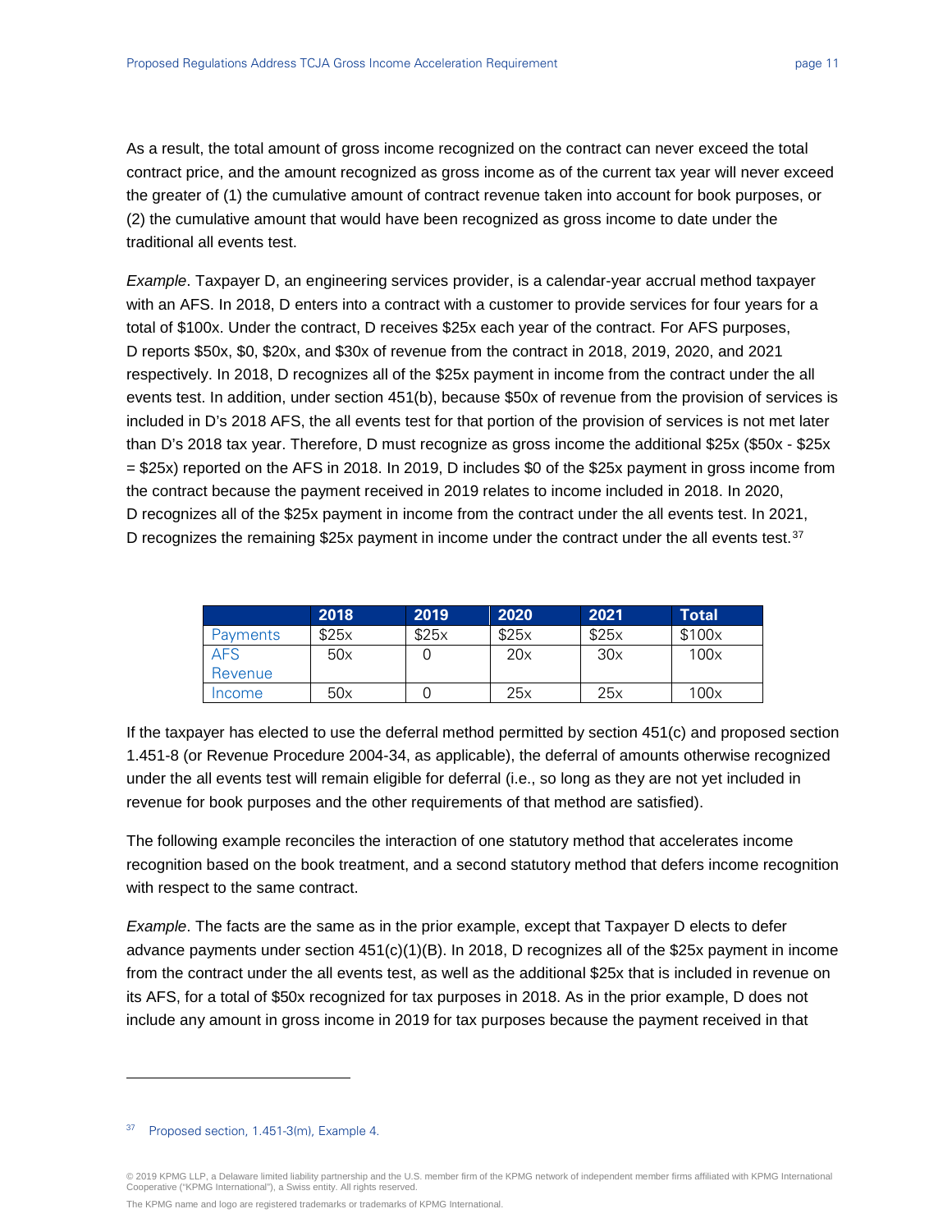As a result, the total amount of gross income recognized on the contract can never exceed the total contract price, and the amount recognized as gross income as of the current tax year will never exceed the greater of (1) the cumulative amount of contract revenue taken into account for book purposes, or (2) the cumulative amount that would have been recognized as gross income to date under the traditional all events test.

*Example*. Taxpayer D, an engineering services provider, is a calendar-year accrual method taxpayer with an AFS. In 2018, D enters into a contract with a customer to provide services for four years for a total of $100x. Under the contract, D receives $25x each year of the contract. For AFS purposes, D reports $50x, $0, $20x, and $30x of revenue from the contract in 2018, 2019, 2020, and 2021 respectively. In 2018, D recognizes all of the $25x payment in income from the contract under the all events test. In addition, under section 451(b), because $50x of revenue from the provision of services is included in D's 2018 AFS, the all events test for that portion of the provision of services is not met later than D's 2018 tax year. Therefore, D must recognize as gross income the additional $25x ($50x - $25x = $25x) reported on the AFS in 2018. In 2019, D includes $0 of the $25x payment in gross income from the contract because the payment received in 2019 relates to income included in 2018. In 2020, D recognizes all of the $25x payment in income from the contract under the all events test. In 2021, D recognizes the remaining $25x payment in income under the contract under the all events test.[37]

| | 2018 | 2019 | 2020 | 2021 | Total |
|---|---|---|---|---|---|
| Payments | $25x | $25x | $25x | $25x | $100x |
| AFS Revenue | 50x | 0 | 20x | 30x | 100x |
| Income | 50x | 0 | 25x | 25x | 100x |

If the taxpayer has elected to use the deferral method permitted by section 451(c) and proposed section 1.451-8 (or Revenue Procedure 2004-34, as applicable), the deferral of amounts otherwise recognized under the all events test will remain eligible for deferral (i.e., so long as they are not yet included in revenue for book purposes and the other requirements of that method are satisfied).

The following example reconciles the interaction of one statutory method that accelerates income recognition based on the book treatment, and a second statutory method that defers income recognition with respect to the same contract.

*Example*. The facts are the same as in the prior example, except that Taxpayer D elects to defer advance payments under section 451(c)(1)(B). In 2018, D recognizes all of the $25x payment in income from the contract under the all events test, as well as the additional $25x that is included in revenue on its AFS, for a total of $50x recognized for tax purposes in 2018. As in the prior example, D does not include any amount in gross income in 2019 for tax purposes because the payment received in that

[37] Proposed section, 1.451-3(m), Example 4.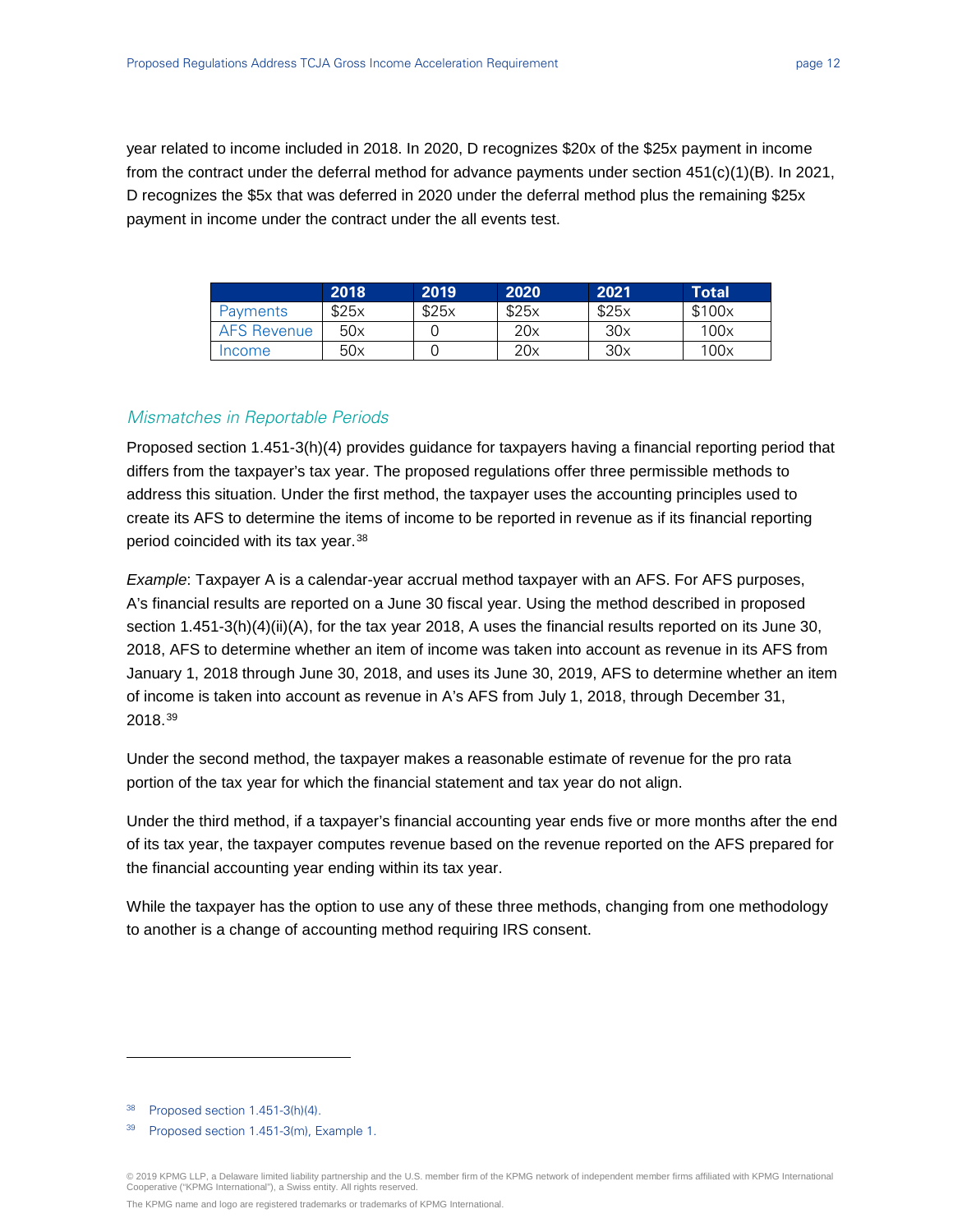year related to income included in 2018. In 2020, D recognizes $20x of the $25x payment in income from the contract under the deferral method for advance payments under section 451(c)(1)(B). In 2021, D recognizes the $5x that was deferred in 2020 under the deferral method plus the remaining $25x payment in income under the contract under the all events test.

| | 2018 | 2019 | 2020 | 2021 | Total |
|---|---|---|---|---|---|
| Payments | $25x | $25x | $25x | $25x | $100x |
| AFS Revenue | 50x | 0 | 20x | 30x | 100x |
| Income | 50x | 0 | 20x | 30x | 100x |

### *Mismatches in Reportable Periods*

Proposed section 1.451-3(h)(4) provides guidance for taxpayers having a financial reporting period that differs from the taxpayer's tax year. The proposed regulations offer three permissible methods to address this situation. Under the first method, the taxpayer uses the accounting principles used to create its AFS to determine the items of income to be reported in revenue as if its financial reporting period coincided with its tax year.[38]

*Example*: Taxpayer A is a calendar-year accrual method taxpayer with an AFS. For AFS purposes, A's financial results are reported on a June 30 fiscal year. Using the method described in proposed section 1.451-3(h)(4)(ii)(A), for the tax year 2018, A uses the financial results reported on its June 30, 2018, AFS to determine whether an item of income was taken into account as revenue in its AFS from January 1, 2018 through June 30, 2018, and uses its June 30, 2019, AFS to determine whether an item of income is taken into account as revenue in A's AFS from July 1, 2018, through December 31, 2018.[39]

Under the second method, the taxpayer makes a reasonable estimate of revenue for the pro rata portion of the tax year for which the financial statement and tax year do not align.

Under the third method, if a taxpayer's financial accounting year ends five or more months after the end of its tax year, the taxpayer computes revenue based on the revenue reported on the AFS prepared for the financial accounting year ending within its tax year.

While the taxpayer has the option to use any of these three methods, changing from one methodology to another is a change of accounting method requiring IRS consent.

---

[38] Proposed section 1.451-3(h)(4).

[39] Proposed section 1.451-3(m), Example 1.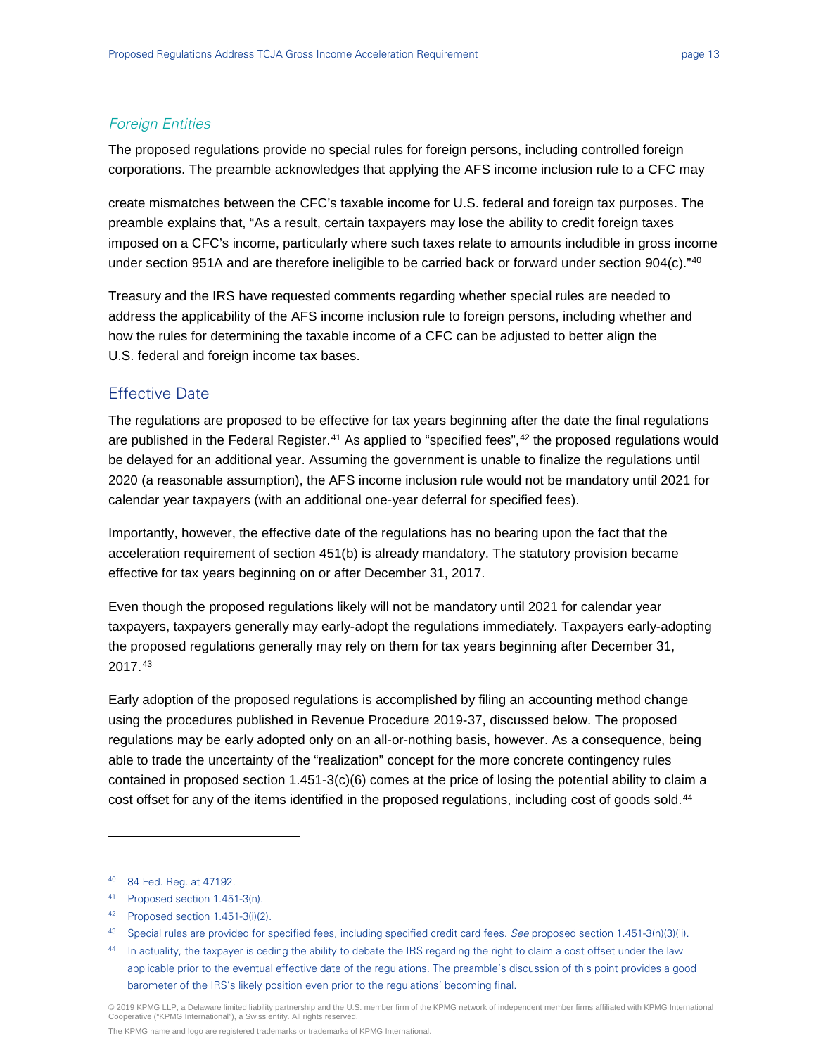### *Foreign Entities*

The proposed regulations provide no special rules for foreign persons, including controlled foreign corporations. The preamble acknowledges that applying the AFS income inclusion rule to a CFC may create mismatches between the CFC's taxable income for U.S. federal and foreign tax purposes. The preamble explains that, "As a result, certain taxpayers may lose the ability to credit foreign taxes imposed on a CFC's income, particularly where such taxes relate to amounts includible in gross income under section 951A and are therefore ineligible to be carried back or forward under section 904(c)."[40]

Treasury and the IRS have requested comments regarding whether special rules are needed to address the applicability of the AFS income inclusion rule to foreign persons, including whether and how the rules for determining the taxable income of a CFC can be adjusted to better align the U.S. federal and foreign income tax bases.

## Effective Date

The regulations are proposed to be effective for tax years beginning after the date the final regulations are published in the Federal Register.[41] As applied to "specified fees",[42] the proposed regulations would be delayed for an additional year. Assuming the government is unable to finalize the regulations until 2020 (a reasonable assumption), the AFS income inclusion rule would not be mandatory until 2021 for calendar year taxpayers (with an additional one-year deferral for specified fees).

Importantly, however, the effective date of the regulations has no bearing upon the fact that the acceleration requirement of section 451(b) is already mandatory. The statutory provision became effective for tax years beginning on or after December 31, 2017.

Even though the proposed regulations likely will not be mandatory until 2021 for calendar year taxpayers, taxpayers generally may early-adopt the regulations immediately. Taxpayers early-adopting the proposed regulations generally may rely on them for tax years beginning after December 31, 2017.[43]

Early adoption of the proposed regulations is accomplished by filing an accounting method change using the procedures published in Revenue Procedure 2019-37, discussed below. The proposed regulations may be early adopted only on an all-or-nothing basis, however. As a consequence, being able to trade the uncertainty of the "realization" concept for the more concrete contingency rules contained in proposed section 1.451-3(c)(6) comes at the price of losing the potential ability to claim a cost offset for any of the items identified in the proposed regulations, including cost of goods sold.[44]

---

[40] 84 Fed. Reg. at 47192.

[41] Proposed section 1.451-3(n).

[42] Proposed section 1.451-3(i)(2).

[43] Special rules are provided for specified fees, including specified credit card fees. *See* proposed section 1.451-3(n)(3)(ii).

[44] In actuality, the taxpayer is ceding the ability to debate the IRS regarding the right to claim a cost offset under the law applicable prior to the eventual effective date of the regulations. The preamble's discussion of this point provides a good barometer of the IRS's likely position even prior to the regulations' becoming final.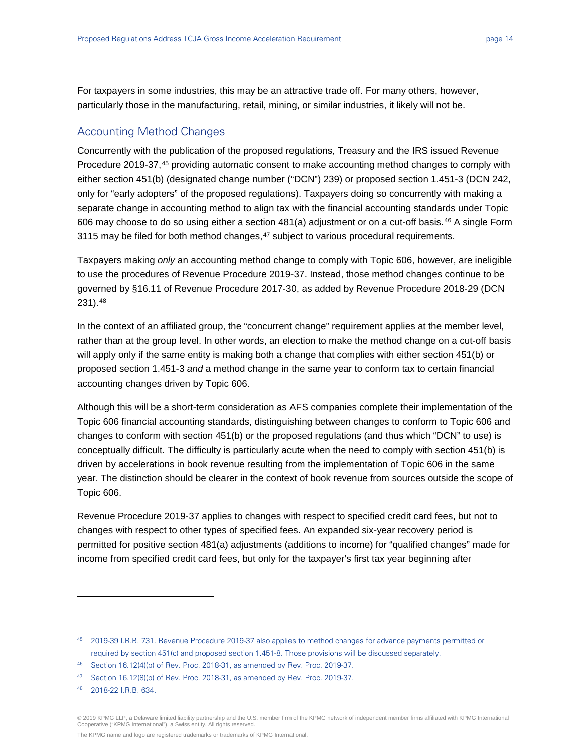For taxpayers in some industries, this may be an attractive trade off. For many others, however, particularly those in the manufacturing, retail, mining, or similar industries, it likely will not be.

## Accounting Method Changes

Concurrently with the publication of the proposed regulations, Treasury and the IRS issued Revenue Procedure 2019-37,[45] providing automatic consent to make accounting method changes to comply with either section 451(b) (designated change number ("DCN") 239) or proposed section 1.451-3 (DCN 242, only for "early adopters" of the proposed regulations). Taxpayers doing so concurrently with making a separate change in accounting method to align tax with the financial accounting standards under Topic 606 may choose to do so using either a section 481(a) adjustment or on a cut-off basis.[46] A single Form 3115 may be filed for both method changes,[47] subject to various procedural requirements.

Taxpayers making *only* an accounting method change to comply with Topic 606, however, are ineligible to use the procedures of Revenue Procedure 2019-37. Instead, those method changes continue to be governed by §16.11 of Revenue Procedure 2017-30, as added by Revenue Procedure 2018-29 (DCN 231).[48]

In the context of an affiliated group, the "concurrent change" requirement applies at the member level, rather than at the group level. In other words, an election to make the method change on a cut-off basis will apply only if the same entity is making both a change that complies with either section 451(b) or proposed section 1.451-3 *and* a method change in the same year to conform tax to certain financial accounting changes driven by Topic 606.

Although this will be a short-term consideration as AFS companies complete their implementation of the Topic 606 financial accounting standards, distinguishing between changes to conform to Topic 606 and changes to conform with section 451(b) or the proposed regulations (and thus which "DCN" to use) is conceptually difficult. The difficulty is particularly acute when the need to comply with section 451(b) is driven by accelerations in book revenue resulting from the implementation of Topic 606 in the same year. The distinction should be clearer in the context of book revenue from sources outside the scope of Topic 606.

Revenue Procedure 2019-37 applies to changes with respect to specified credit card fees, but not to changes with respect to other types of specified fees. An expanded six-year recovery period is permitted for positive section 481(a) adjustments (additions to income) for "qualified changes" made for income from specified credit card fees, but only for the taxpayer's first tax year beginning after

---

[45] 2019-39 I.R.B. 731. Revenue Procedure 2019-37 also applies to method changes for advance payments permitted or required by section 451(c) and proposed section 1.451-8. Those provisions will be discussed separately.

[46] Section 16.12(4)(b) of Rev. Proc. 2018-31, as amended by Rev. Proc. 2019-37.

[47] Section 16.12(8)(b) of Rev. Proc. 2018-31, as amended by Rev. Proc. 2019-37.

[48] 2018-22 I.R.B. 634.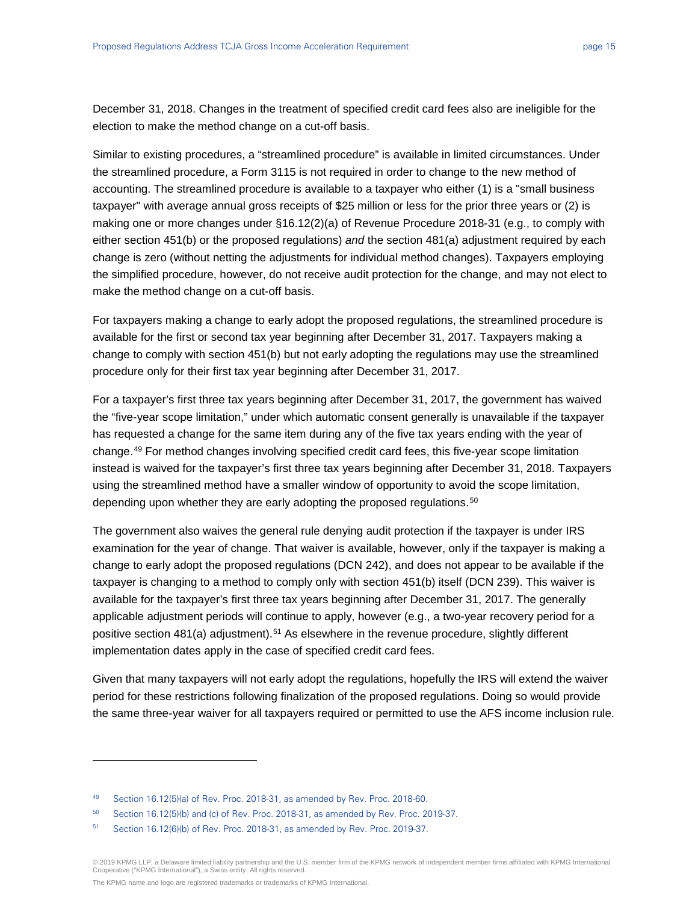December 31, 2018. Changes in the treatment of specified credit card fees also are ineligible for the election to make the method change on a cut-off basis.

Similar to existing procedures, a "streamlined procedure" is available in limited circumstances. Under the streamlined procedure, a Form 3115 is not required in order to change to the new method of accounting. The streamlined procedure is available to a taxpayer who either (1) is a "small business taxpayer" with average annual gross receipts of $25 million or less for the prior three years or (2) is making one or more changes under §16.12(2)(a) of Revenue Procedure 2018-31 (e.g., to comply with either section 451(b) or the proposed regulations) *and* the section 481(a) adjustment required by each change is zero (without netting the adjustments for individual method changes). Taxpayers employing the simplified procedure, however, do not receive audit protection for the change, and may not elect to make the method change on a cut-off basis.

For taxpayers making a change to early adopt the proposed regulations, the streamlined procedure is available for the first or second tax year beginning after December 31, 2017. Taxpayers making a change to comply with section 451(b) but not early adopting the regulations may use the streamlined procedure only for their first tax year beginning after December 31, 2017.

For a taxpayer's first three tax years beginning after December 31, 2017, the government has waived the "five-year scope limitation," under which automatic consent generally is unavailable if the taxpayer has requested a change for the same item during any of the five tax years ending with the year of change.[49] For method changes involving specified credit card fees, this five-year scope limitation instead is waived for the taxpayer's first three tax years beginning after December 31, 2018. Taxpayers using the streamlined method have a smaller window of opportunity to avoid the scope limitation, depending upon whether they are early adopting the proposed regulations.[50]

The government also waives the general rule denying audit protection if the taxpayer is under IRS examination for the year of change. That waiver is available, however, only if the taxpayer is making a change to early adopt the proposed regulations (DCN 242), and does not appear to be available if the taxpayer is changing to a method to comply only with section 451(b) itself (DCN 239). This waiver is available for the taxpayer's first three tax years beginning after December 31, 2017. The generally applicable adjustment periods will continue to apply, however (e.g., a two-year recovery period for a positive section 481(a) adjustment).[51] As elsewhere in the revenue procedure, slightly different implementation dates apply in the case of specified credit card fees.

Given that many taxpayers will not early adopt the regulations, hopefully the IRS will extend the waiver period for these restrictions following finalization of the proposed regulations. Doing so would provide the same three-year waiver for all taxpayers required or permitted to use the AFS income inclusion rule.

---

[49] Section 16.12(5)(a) of Rev. Proc. 2018-31, as amended by Rev. Proc. 2018-60.

[50] Section 16.12(5)(b) and (c) of Rev. Proc. 2018-31, as amended by Rev. Proc. 2019-37.

[51] Section 16.12(6)(b) of Rev. Proc. 2018-31, as amended by Rev. Proc. 2019-37.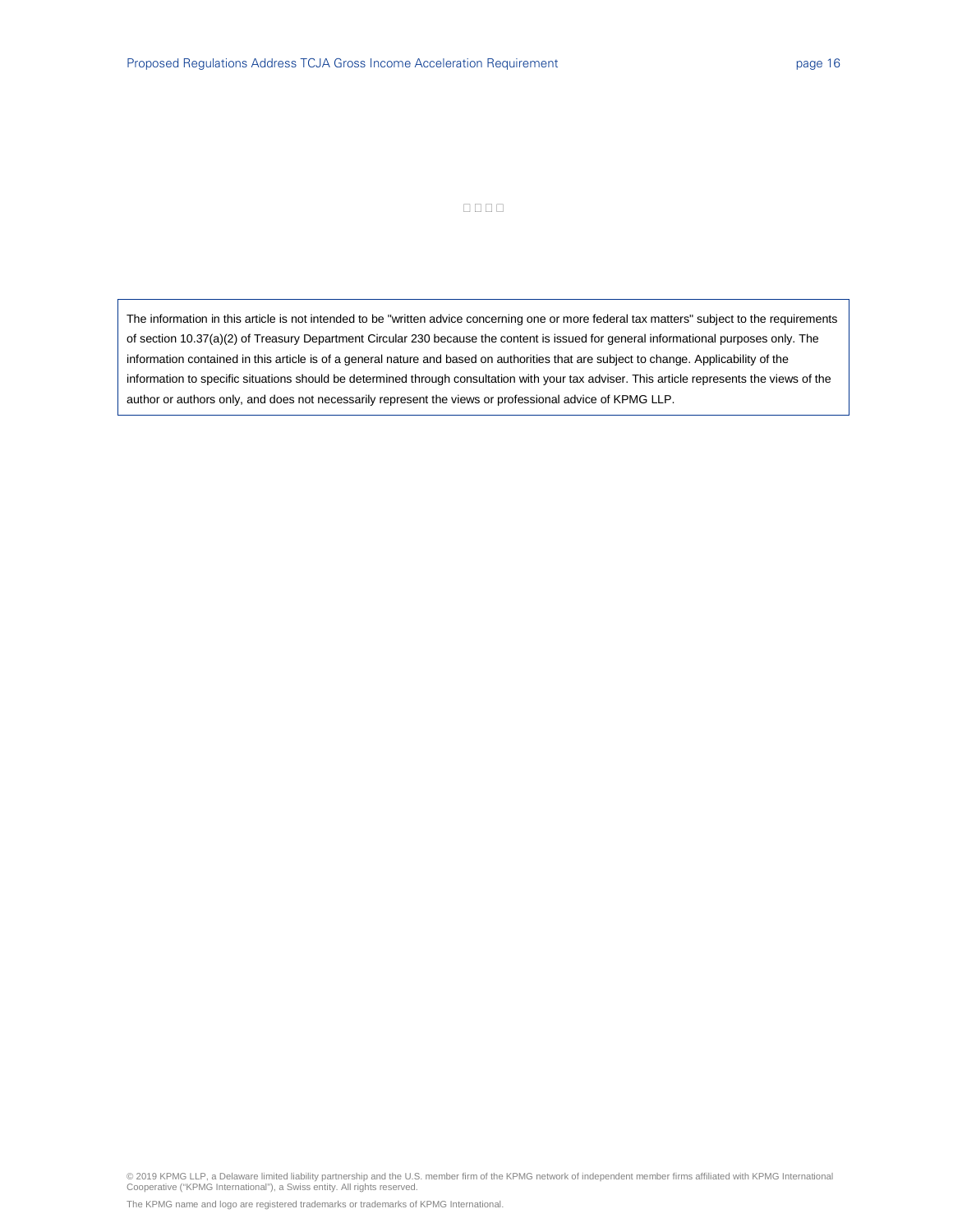□□□□

The information in this article is not intended to be "written advice concerning one or more federal tax matters" subject to the requirements of section 10.37(a)(2) of Treasury Department Circular 230 because the content is issued for general informational purposes only. The information contained in this article is of a general nature and based on authorities that are subject to change. Applicability of the information to specific situations should be determined through consultation with your tax adviser. This article represents the views of the author or authors only, and does not necessarily represent the views or professional advice of KPMG LLP.

© 2019 KPMG LLP, a Delaware limited liability partnership and the U.S. member firm of the KPMG network of independent member firms affiliated with KPMG International Cooperative ("KPMG International"), a Swiss entity. All rights reserved.

The KPMG name and logo are registered trademarks or trademarks of KPMG International.